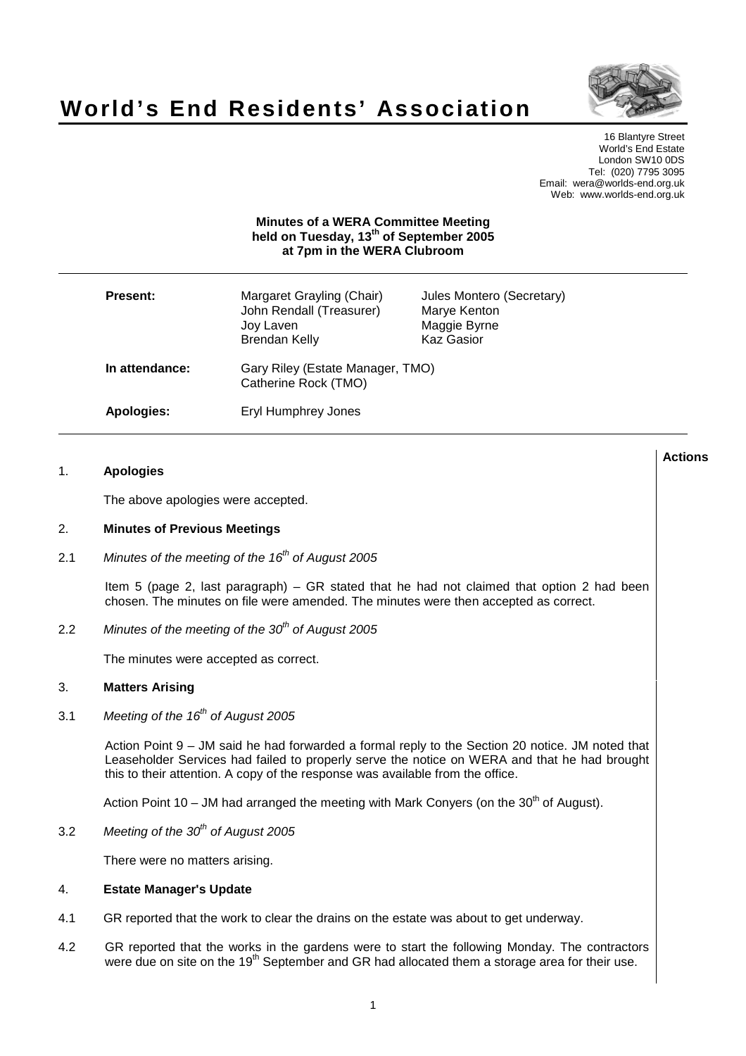# World's End Residents' Association

16 Blantyre Street
World's End Estate
London SW10 0DS
Tel: (020) 7795 3095
Email: wera@worlds-end.org.uk
Web: www.worlds-end.org.uk

**Minutes of a WERA Committee Meeting held on Tuesday, 13th of September 2005 at 7pm in the WERA Clubroom**

| | | |
|---|---|---|
| **Present:** | Margaret Grayling (Chair) | Jules Montero (Secretary) |
| | John Rendall (Treasurer) | Marye Kenton |
| | Joy Laven | Maggie Byrne |
| | Brendan Kelly | Kaz Gasior |
| **In attendance:** | Gary Riley (Estate Manager, TMO) | |
| | Catherine Rock (TMO) | |
| **Apologies:** | Eryl Humphrey Jones | |

**Actions**

## 1. Apologies

The above apologies were accepted.

## 2. Minutes of Previous Meetings

2.1 *Minutes of the meeting of the 16th of August 2005*

Item 5 (page 2, last paragraph) – GR stated that he had not claimed that option 2 had been chosen. The minutes on file were amended. The minutes were then accepted as correct.

2.2 *Minutes of the meeting of the 30th of August 2005*

The minutes were accepted as correct.

## 3. Matters Arising

3.1 *Meeting of the 16th of August 2005*

Action Point 9 – JM said he had forwarded a formal reply to the Section 20 notice. JM noted that Leaseholder Services had failed to properly serve the notice on WERA and that he had brought this to their attention. A copy of the response was available from the office.

Action Point 10 – JM had arranged the meeting with Mark Conyers (on the 30th of August).

3.2 *Meeting of the 30th of August 2005*

There were no matters arising.

## 4. Estate Manager's Update

4.1 GR reported that the work to clear the drains on the estate was about to get underway.

4.2 GR reported that the works in the gardens were to start the following Monday. The contractors were due on site on the 19th September and GR had allocated them a storage area for their use.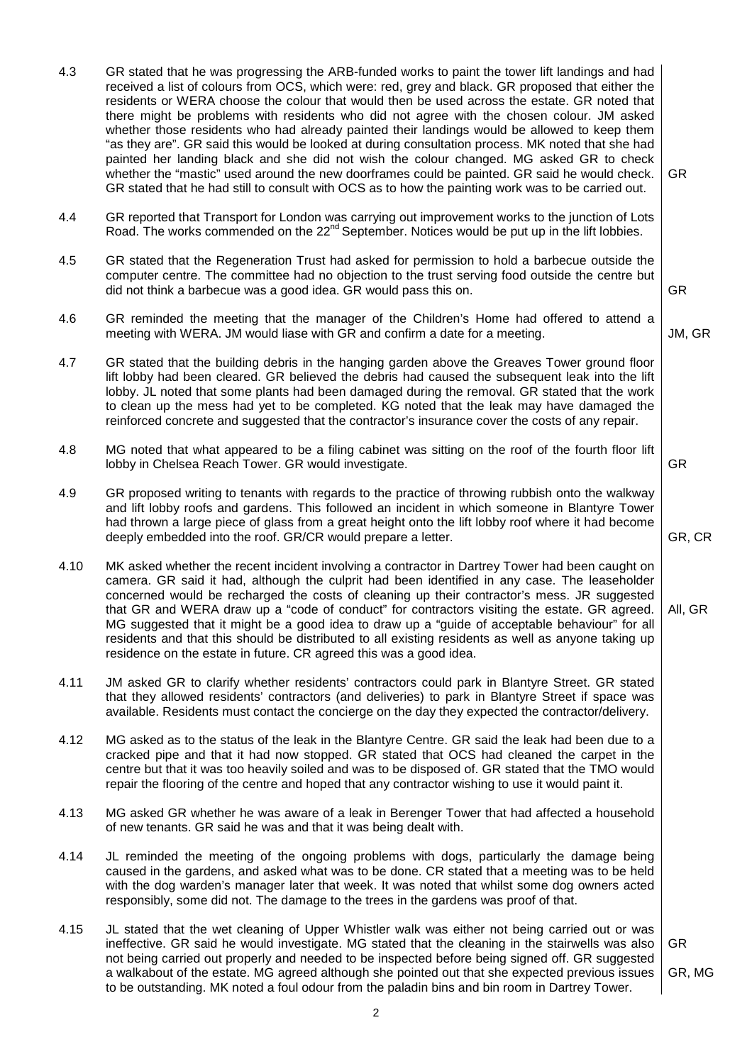| | | |
|---|---|---|
| 4.3 | GR stated that he was progressing the ARB-funded works to paint the tower lift landings and had received a list of colours from OCS, which were: red, grey and black. GR proposed that either the residents or WERA choose the colour that would then be used across the estate. GR noted that there might be problems with residents who did not agree with the chosen colour. JM asked whether those residents who had already painted their landings would be allowed to keep them "as they are". GR said this would be looked at during consultation process. MK noted that she had painted her landing black and she did not wish the colour changed. MG asked GR to check whether the "mastic" used around the new doorframes could be painted. GR said he would check. GR stated that he had still to consult with OCS as to how the painting work was to be carried out. | GR |
| 4.4 | GR reported that Transport for London was carrying out improvement works to the junction of Lots Road. The works commended on the 22nd September. Notices would be put up in the lift lobbies. | |
| 4.5 | GR stated that the Regeneration Trust had asked for permission to hold a barbecue outside the computer centre. The committee had no objection to the trust serving food outside the centre but did not think a barbecue was a good idea. GR would pass this on. | GR |
| 4.6 | GR reminded the meeting that the manager of the Children's Home had offered to attend a meeting with WERA. JM would liase with GR and confirm a date for a meeting. | JM, GR |
| 4.7 | GR stated that the building debris in the hanging garden above the Greaves Tower ground floor lift lobby had been cleared. GR believed the debris had caused the subsequent leak into the lift lobby. JL noted that some plants had been damaged during the removal. GR stated that the work to clean up the mess had yet to be completed. KG noted that the leak may have damaged the reinforced concrete and suggested that the contractor's insurance cover the costs of any repair. | |
| 4.8 | MG noted that what appeared to be a filing cabinet was sitting on the roof of the fourth floor lift lobby in Chelsea Reach Tower. GR would investigate. | GR |
| 4.9 | GR proposed writing to tenants with regards to the practice of throwing rubbish onto the walkway and lift lobby roofs and gardens. This followed an incident in which someone in Blantyre Tower had thrown a large piece of glass from a great height onto the lift lobby roof where it had become deeply embedded into the roof. GR/CR would prepare a letter. | GR, CR |
| 4.10 | MK asked whether the recent incident involving a contractor in Dartrey Tower had been caught on camera. GR said it had, although the culprit had been identified in any case. The leaseholder concerned would be recharged the costs of cleaning up their contractor's mess. JR suggested that GR and WERA draw up a "code of conduct" for contractors visiting the estate. GR agreed. MG suggested that it might be a good idea to draw up a "guide of acceptable behaviour" for all residents and that this should be distributed to all existing residents as well as anyone taking up residence on the estate in future. CR agreed this was a good idea. | All, GR |
| 4.11 | JM asked GR to clarify whether residents' contractors could park in Blantyre Street. GR stated that they allowed residents' contractors (and deliveries) to park in Blantyre Street if space was available. Residents must contact the concierge on the day they expected the contractor/delivery. | |
| 4.12 | MG asked as to the status of the leak in the Blantyre Centre. GR said the leak had been due to a cracked pipe and that it had now stopped. GR stated that OCS had cleaned the carpet in the centre but that it was too heavily soiled and was to be disposed of. GR stated that the TMO would repair the flooring of the centre and hoped that any contractor wishing to use it would paint it. | |
| 4.13 | MG asked GR whether he was aware of a leak in Berenger Tower that had affected a household of new tenants. GR said he was and that it was being dealt with. | |
| 4.14 | JL reminded the meeting of the ongoing problems with dogs, particularly the damage being caused in the gardens, and asked what was to be done. CR stated that a meeting was to be held with the dog warden's manager later that week. It was noted that whilst some dog owners acted responsibly, some did not. The damage to the trees in the gardens was proof of that. | |
| 4.15 | JL stated that the wet cleaning of Upper Whistler walk was either not being carried out or was ineffective. GR said he would investigate. MG stated that the cleaning in the stairwells was also not being carried out properly and needed to be inspected before being signed off. GR suggested a walkabout of the estate. MG agreed although she pointed out that she expected previous issues to be outstanding. MK noted a foul odour from the paladin bins and bin room in Dartrey Tower. | GR<br><br>GR, MG |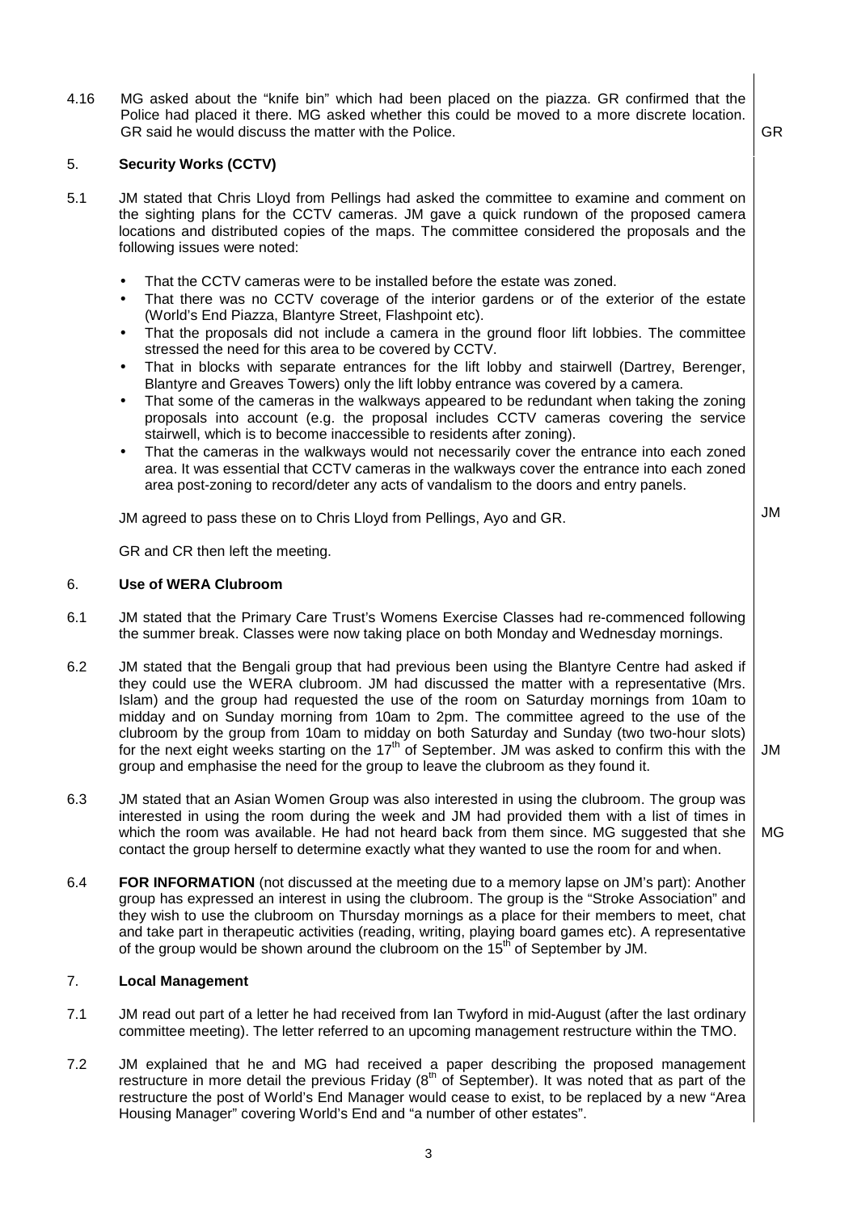4.16 MG asked about the "knife bin" which had been placed on the piazza. GR confirmed that the Police had placed it there. MG asked whether this could be moved to a more discrete location. GR said he would discuss the matter with the Police. **GR**

## 5. Security Works (CCTV)

5.1 JM stated that Chris Lloyd from Pellings had asked the committee to examine and comment on the sighting plans for the CCTV cameras. JM gave a quick rundown of the proposed camera locations and distributed copies of the maps. The committee considered the proposals and the following issues were noted:

- That the CCTV cameras were to be installed before the estate was zoned.
- That there was no CCTV coverage of the interior gardens or of the exterior of the estate (World's End Piazza, Blantyre Street, Flashpoint etc).
- That the proposals did not include a camera in the ground floor lift lobbies. The committee stressed the need for this area to be covered by CCTV.
- That in blocks with separate entrances for the lift lobby and stairwell (Dartrey, Berenger, Blantyre and Greaves Towers) only the lift lobby entrance was covered by a camera.
- That some of the cameras in the walkways appeared to be redundant when taking the zoning proposals into account (e.g. the proposal includes CCTV cameras covering the service stairwell, which is to become inaccessible to residents after zoning).
- That the cameras in the walkways would not necessarily cover the entrance into each zoned area. It was essential that CCTV cameras in the walkways cover the entrance into each zoned area post-zoning to record/deter any acts of vandalism to the doors and entry panels.

JM agreed to pass these on to Chris Lloyd from Pellings, Ayo and GR. **JM**

GR and CR then left the meeting.

## 6. Use of WERA Clubroom

6.1 JM stated that the Primary Care Trust's Womens Exercise Classes had re-commenced following the summer break. Classes were now taking place on both Monday and Wednesday mornings.

6.2 JM stated that the Bengali group that had previous been using the Blantyre Centre had asked if they could use the WERA clubroom. JM had discussed the matter with a representative (Mrs. Islam) and the group had requested the use of the room on Saturday mornings from 10am to midday and on Sunday morning from 10am to 2pm. The committee agreed to the use of the clubroom by the group from 10am to midday on both Saturday and Sunday (two two-hour slots) for the next eight weeks starting on the 17th of September. JM was asked to confirm this with the group and emphasise the need for the group to leave the clubroom as they found it. **JM**

6.3 JM stated that an Asian Women Group was also interested in using the clubroom. The group was interested in using the room during the week and JM had provided them with a list of times in which the room was available. He had not heard back from them since. MG suggested that she contact the group herself to determine exactly what they wanted to use the room for and when. **MG**

6.4 **FOR INFORMATION** (not discussed at the meeting due to a memory lapse on JM's part): Another group has expressed an interest in using the clubroom. The group is the "Stroke Association" and they wish to use the clubroom on Thursday mornings as a place for their members to meet, chat and take part in therapeutic activities (reading, writing, playing board games etc). A representative of the group would be shown around the clubroom on the 15th of September by JM.

## 7. Local Management

7.1 JM read out part of a letter he had received from Ian Twyford in mid-August (after the last ordinary committee meeting). The letter referred to an upcoming management restructure within the TMO.

7.2 JM explained that he and MG had received a paper describing the proposed management restructure in more detail the previous Friday (8th of September). It was noted that as part of the restructure the post of World's End Manager would cease to exist, to be replaced by a new "Area Housing Manager" covering World's End and "a number of other estates".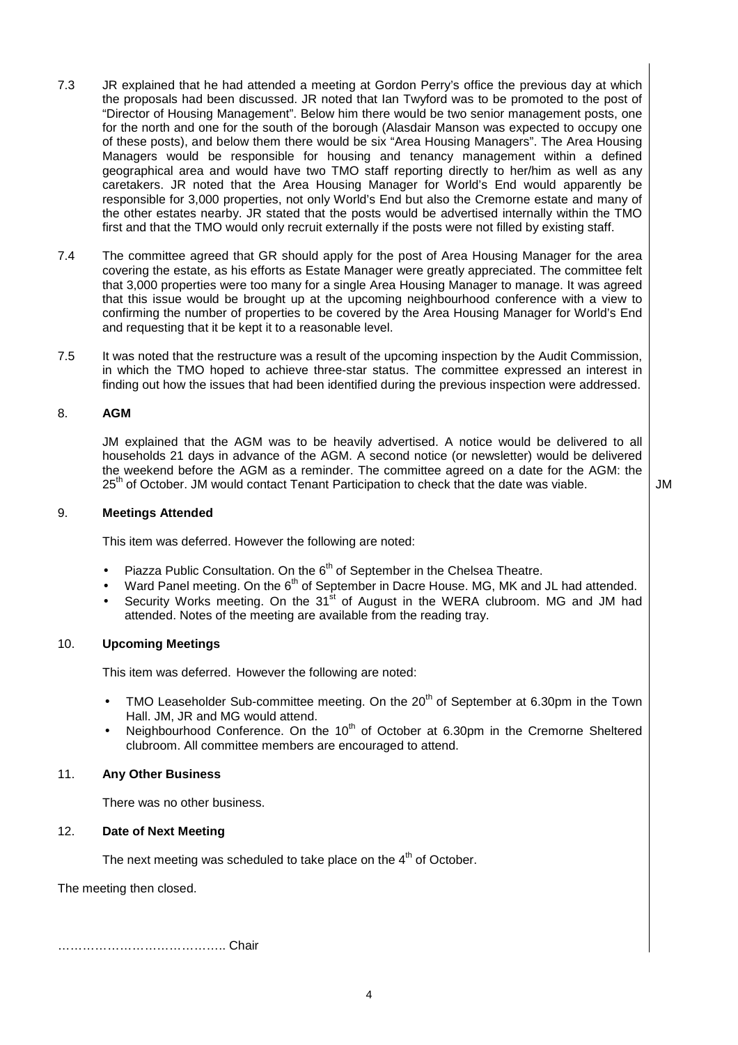7.3 JR explained that he had attended a meeting at Gordon Perry's office the previous day at which the proposals had been discussed. JR noted that Ian Twyford was to be promoted to the post of "Director of Housing Management". Below him there would be two senior management posts, one for the north and one for the south of the borough (Alasdair Manson was expected to occupy one of these posts), and below them there would be six "Area Housing Managers". The Area Housing Managers would be responsible for housing and tenancy management within a defined geographical area and would have two TMO staff reporting directly to her/him as well as any caretakers. JR noted that the Area Housing Manager for World's End would apparently be responsible for 3,000 properties, not only World's End but also the Cremorne estate and many of the other estates nearby. JR stated that the posts would be advertised internally within the TMO first and that the TMO would only recruit externally if the posts were not filled by existing staff.

7.4 The committee agreed that GR should apply for the post of Area Housing Manager for the area covering the estate, as his efforts as Estate Manager were greatly appreciated. The committee felt that 3,000 properties were too many for a single Area Housing Manager to manage. It was agreed that this issue would be brought up at the upcoming neighbourhood conference with a view to confirming the number of properties to be covered by the Area Housing Manager for World's End and requesting that it be kept it to a reasonable level.

7.5 It was noted that the restructure was a result of the upcoming inspection by the Audit Commission, in which the TMO hoped to achieve three-star status. The committee expressed an interest in finding out how the issues that had been identified during the previous inspection were addressed.

## 8. AGM

JM explained that the AGM was to be heavily advertised. A notice would be delivered to all households 21 days in advance of the AGM. A second notice (or newsletter) would be delivered the weekend before the AGM as a reminder. The committee agreed on a date for the AGM: the 25th of October. JM would contact Tenant Participation to check that the date was viable. **JM**

## 9. Meetings Attended

This item was deferred. However the following are noted:

- Piazza Public Consultation. On the 6th of September in the Chelsea Theatre.
- Ward Panel meeting. On the 6th of September in Dacre House. MG, MK and JL had attended.
- Security Works meeting. On the 31st of August in the WERA clubroom. MG and JM had attended. Notes of the meeting are available from the reading tray.

## 10. Upcoming Meetings

This item was deferred. However the following are noted:

- TMO Leaseholder Sub-committee meeting. On the 20th of September at 6.30pm in the Town Hall. JM, JR and MG would attend.
- Neighbourhood Conference. On the 10th of October at 6.30pm in the Cremorne Sheltered clubroom. All committee members are encouraged to attend.

## 11. Any Other Business

There was no other business.

## 12. Date of Next Meeting

The next meeting was scheduled to take place on the 4th of October.

The meeting then closed.

………………………………….. Chair